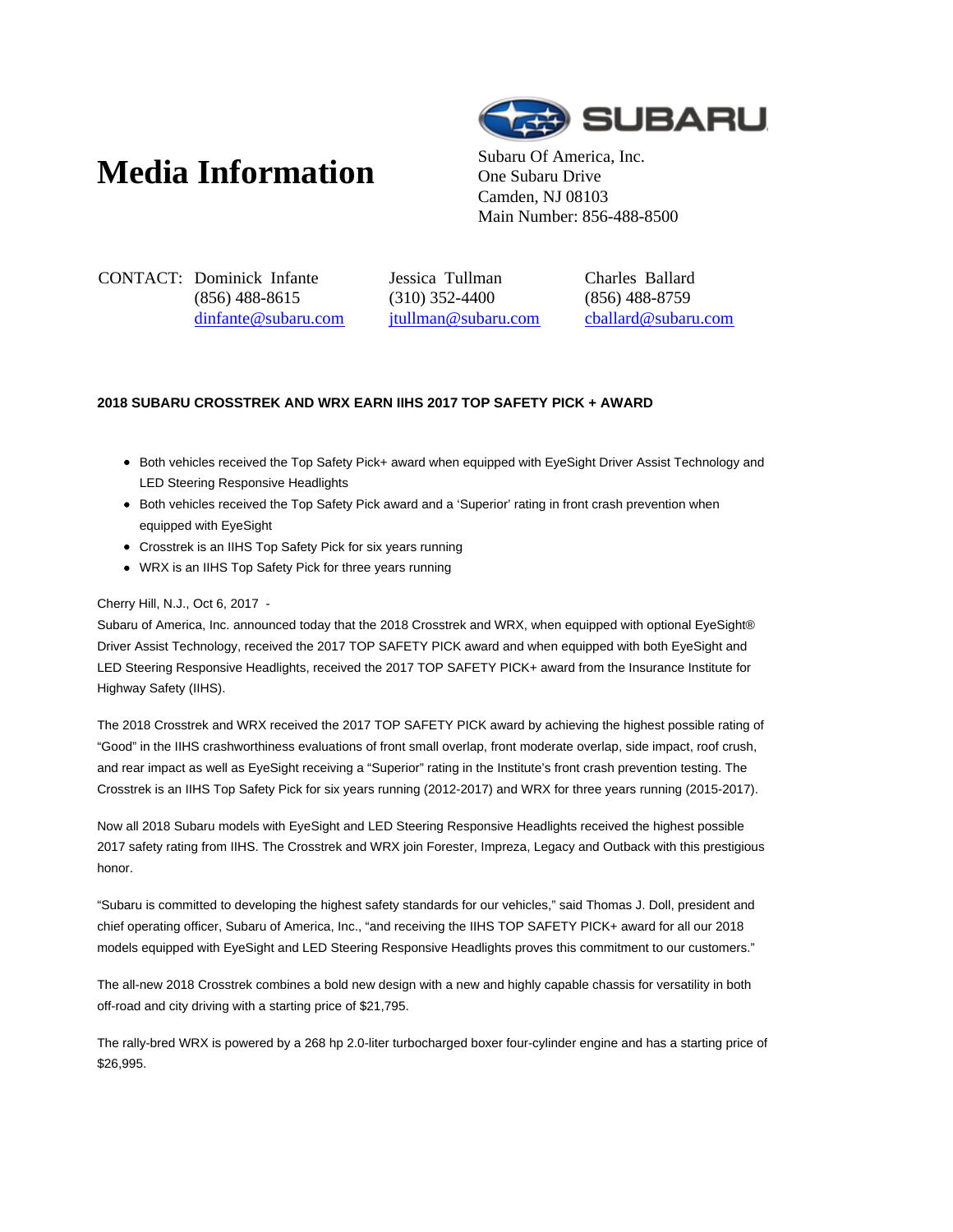# Media Information

Subaru Of America, Inc.
One Subaru Drive
Camden, NJ 08103
Main Number: 856-488-8500

CONTACT: Dominick Infante
(856) 488-8615
dinfante@subaru.com

Jessica Tullman
(310) 352-4400
jtullman@subaru.com

Charles Ballard
(856) 488-8759
cballard@subaru.com

**2018 SUBARU CROSSTREK AND WRX EARN IIHS 2017 TOP SAFETY PICK + AWARD**

- Both vehicles received the Top Safety Pick+ award when equipped with EyeSight Driver Assist Technology and LED Steering Responsive Headlights
- Both vehicles received the Top Safety Pick award and a 'Superior' rating in front crash prevention when equipped with EyeSight
- Crosstrek is an IIHS Top Safety Pick for six years running
- WRX is an IIHS Top Safety Pick for three years running

Cherry Hill, N.J., Oct 6, 2017 -
Subaru of America, Inc. announced today that the 2018 Crosstrek and WRX, when equipped with optional EyeSight® Driver Assist Technology, received the 2017 TOP SAFETY PICK award and when equipped with both EyeSight and LED Steering Responsive Headlights, received the 2017 TOP SAFETY PICK+ award from the Insurance Institute for Highway Safety (IIHS).

The 2018 Crosstrek and WRX received the 2017 TOP SAFETY PICK award by achieving the highest possible rating of "Good" in the IIHS crashworthiness evaluations of front small overlap, front moderate overlap, side impact, roof crush, and rear impact as well as EyeSight receiving a "Superior" rating in the Institute's front crash prevention testing. The Crosstrek is an IIHS Top Safety Pick for six years running (2012-2017) and WRX for three years running (2015-2017).

Now all 2018 Subaru models with EyeSight and LED Steering Responsive Headlights received the highest possible 2017 safety rating from IIHS. The Crosstrek and WRX join Forester, Impreza, Legacy and Outback with this prestigious honor.

"Subaru is committed to developing the highest safety standards for our vehicles," said Thomas J. Doll, president and chief operating officer, Subaru of America, Inc., "and receiving the IIHS TOP SAFETY PICK+ award for all our 2018 models equipped with EyeSight and LED Steering Responsive Headlights proves this commitment to our customers."

The all-new 2018 Crosstrek combines a bold new design with a new and highly capable chassis for versatility in both off-road and city driving with a starting price of $21,795.

The rally-bred WRX is powered by a 268 hp 2.0-liter turbocharged boxer four-cylinder engine and has a starting price of $26,995.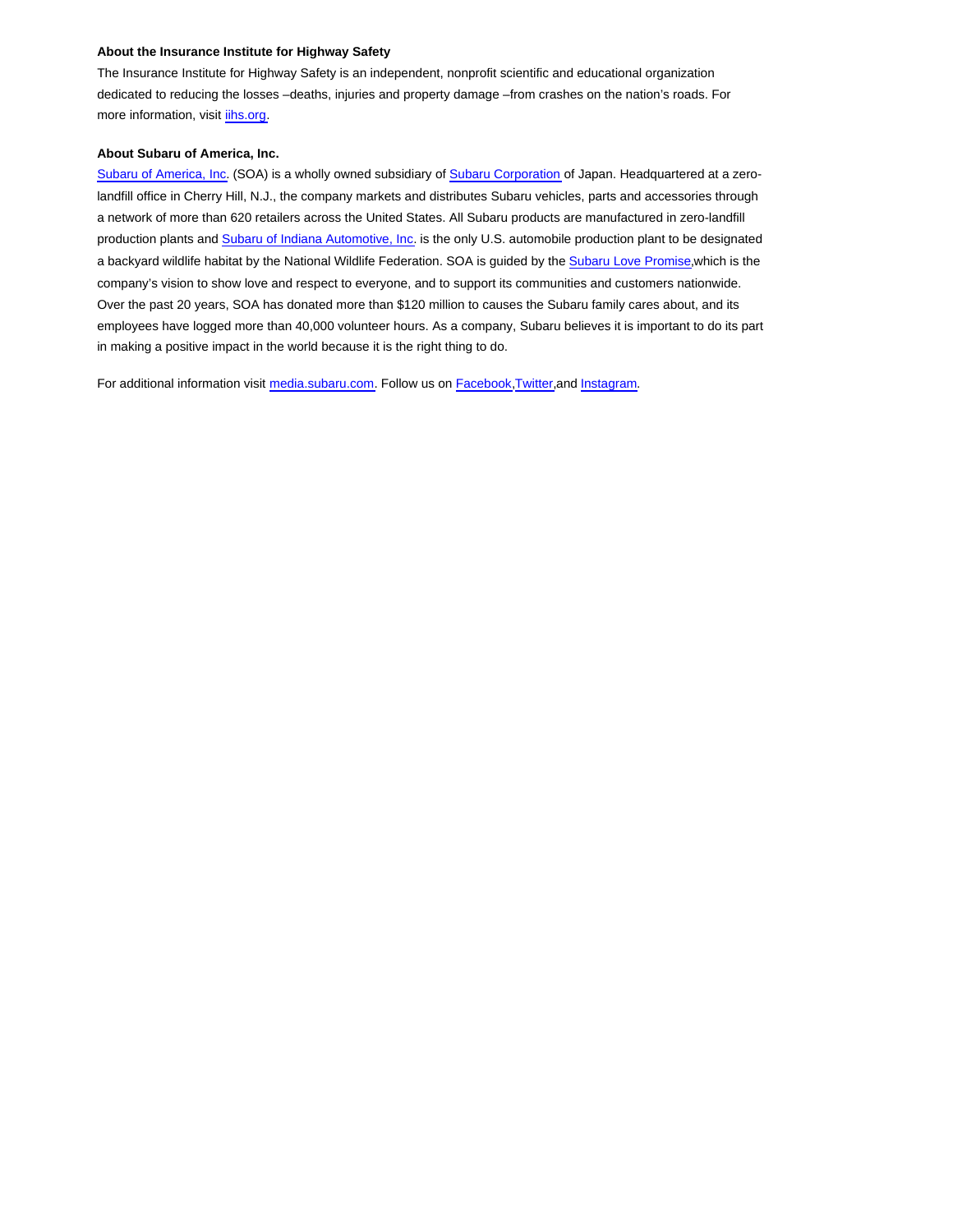**About the Insurance Institute for Highway Safety**

The Insurance Institute for Highway Safety is an independent, nonprofit scientific and educational organization dedicated to reducing the losses –deaths, injuries and property damage –from crashes on the nation's roads. For more information, visit iihs.org.

**About Subaru of America, Inc.**

Subaru of America, Inc. (SOA) is a wholly owned subsidiary of Subaru Corporation of Japan. Headquartered at a zero-landfill office in Cherry Hill, N.J., the company markets and distributes Subaru vehicles, parts and accessories through a network of more than 620 retailers across the United States. All Subaru products are manufactured in zero-landfill production plants and Subaru of Indiana Automotive, Inc. is the only U.S. automobile production plant to be designated a backyard wildlife habitat by the National Wildlife Federation. SOA is guided by the Subaru Love Promise,which is the company's vision to show love and respect to everyone, and to support its communities and customers nationwide. Over the past 20 years, SOA has donated more than $120 million to causes the Subaru family cares about, and its employees have logged more than 40,000 volunteer hours. As a company, Subaru believes it is important to do its part in making a positive impact in the world because it is the right thing to do.

For additional information visit media.subaru.com. Follow us on Facebook,Twitter,and Instagram.